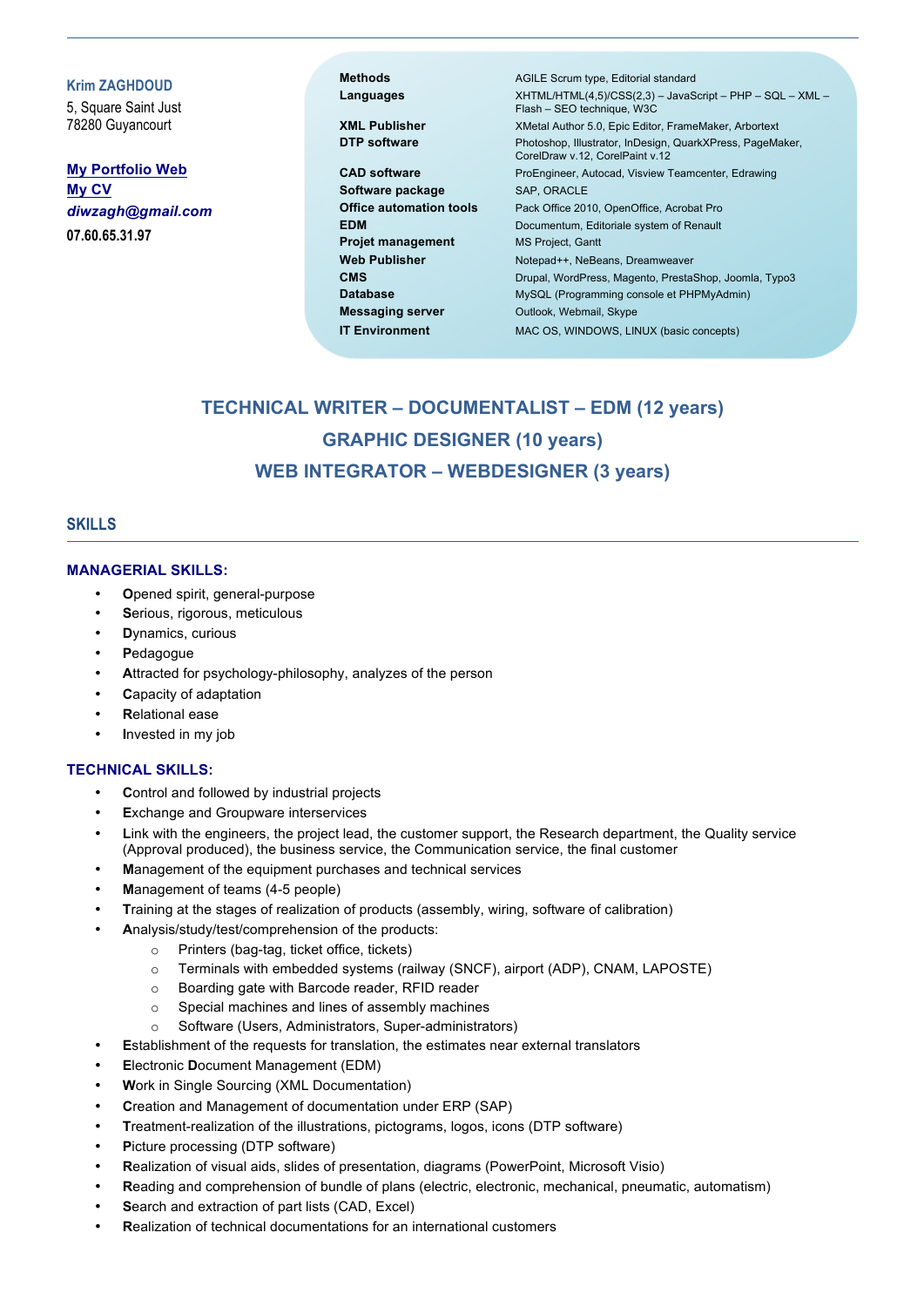**Krim ZAGHDOUD**
5, Square Saint Just
78280 Guyancourt

**My Portfolio Web**
**My CV**
***diwzagh@gmail.com***
**07.60.65.31.97**

| | |
|---|---|
| **Methods** | AGILE Scrum type, Editorial standard |
| **Languages** | XHTML/HTML(4,5)/CSS(2,3) – JavaScript – PHP – SQL – XML – Flash – SEO technique, W3C |
| **XML Publisher** | XMetal Author 5.0, Epic Editor, FrameMaker, Arbortext |
| **DTP software** | Photoshop, Illustrator, InDesign, QuarkXPress, PageMaker, CorelDraw v.12, CorelPaint v.12 |
| **CAD software** | ProEngineer, Autocad, Visview Teamcenter, Edrawing |
| **Software package** | SAP, ORACLE |
| **Office automation tools** | Pack Office 2010, OpenOffice, Acrobat Pro |
| **EDM** | Documentum, Editoriale system of Renault |
| **Projet management** | MS Project, Gantt |
| **Web Publisher** | Notepad++, NeBeans, Dreamweaver |
| **CMS** | Drupal, WordPress, Magento, PrestaShop, Joomla, Typo3 |
| **Database** | MySQL (Programming console et PHPMyAdmin) |
| **Messaging server** | Outlook, Webmail, Skype |
| **IT Environment** | MAC OS, WINDOWS, LINUX (basic concepts) |

# TECHNICAL WRITER – DOCUMENTALIST – EDM (12 years)
# GRAPHIC DESIGNER (10 years)
# WEB INTEGRATOR – WEBDESIGNER (3 years)

## SKILLS

### MANAGERIAL SKILLS:

- **O**pened spirit, general-purpose
- **S**erious, rigorous, meticulous
- **D**ynamics, curious
- **P**edagogue
- **A**ttracted for psychology-philosophy, analyzes of the person
- **C**apacity of adaptation
- **R**elational ease
- **I**nvested in my job

### TECHNICAL SKILLS:

- **C**ontrol and followed by industrial projects
- **E**xchange and Groupware interservices
- **L**ink with the engineers, the project lead, the customer support, the Research department, the Quality service (Approval produced), the business service, the Communication service, the final customer
- **M**anagement of the equipment purchases and technical services
- **M**anagement of teams (4-5 people)
- **T**raining at the stages of realization of products (assembly, wiring, software of calibration)
- **A**nalysis/study/test/comprehension of the products:
  - Printers (bag-tag, ticket office, tickets)
  - Terminals with embedded systems (railway (SNCF), airport (ADP), CNAM, LAPOSTE)
  - Boarding gate with Barcode reader, RFID reader
  - Special machines and lines of assembly machines
  - Software (Users, Administrators, Super-administrators)
- **E**stablishment of the requests for translation, the estimates near external translators
- **E**lectronic **D**ocument Management (EDM)
- **W**ork in Single Sourcing (XML Documentation)
- **C**reation and Management of documentation under ERP (SAP)
- **T**reatment-realization of the illustrations, pictograms, logos, icons (DTP software)
- **P**icture processing (DTP software)
- **R**ealization of visual aids, slides of presentation, diagrams (PowerPoint, Microsoft Visio)
- **R**eading and comprehension of bundle of plans (electric, electronic, mechanical, pneumatic, automatism)
- **S**earch and extraction of part lists (CAD, Excel)
- **R**ealization of technical documentations for an international customers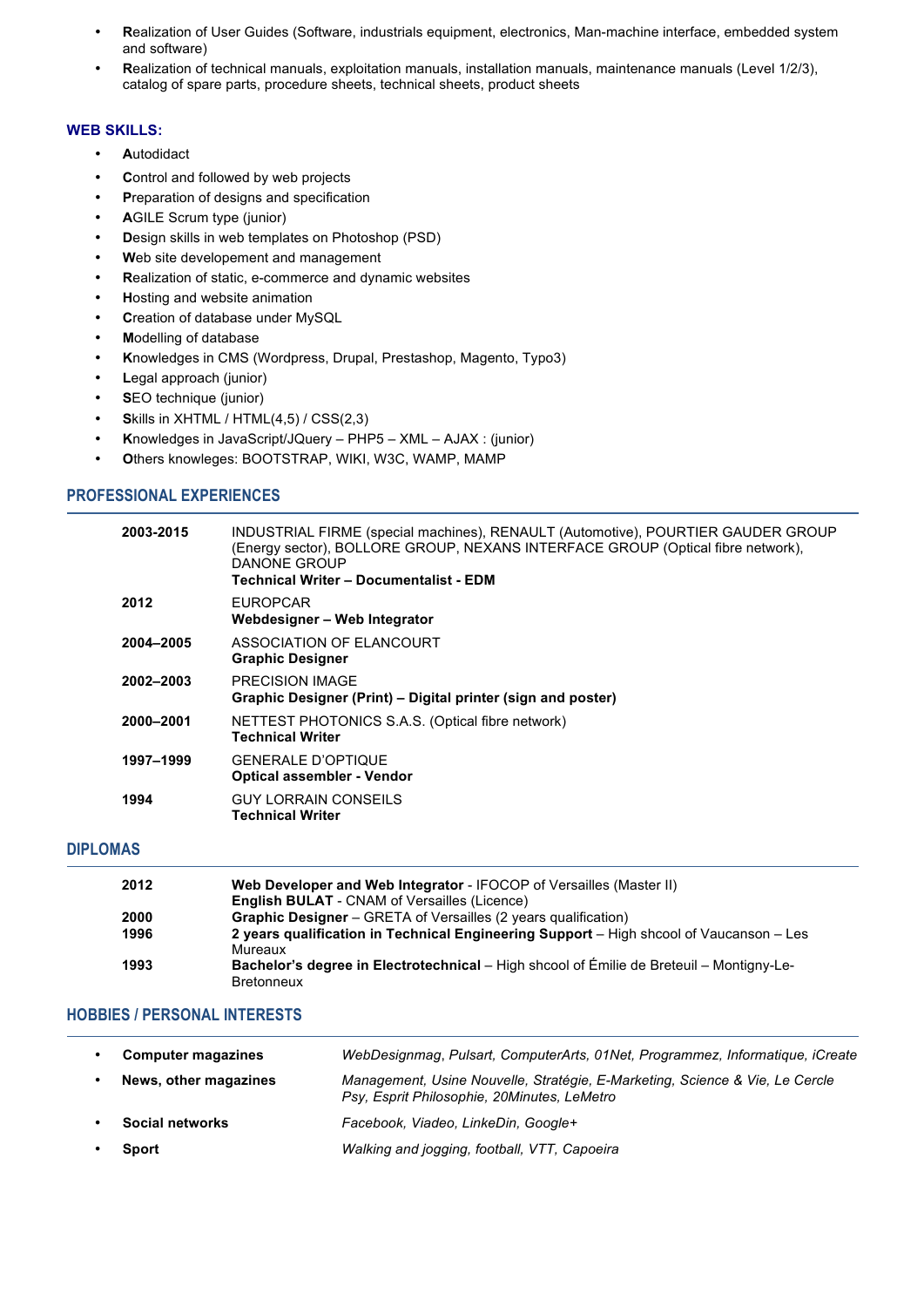- **R**ealization of User Guides (Software, industrials equipment, electronics, Man-machine interface, embedded system and software)
- **R**ealization of technical manuals, exploitation manuals, installation manuals, maintenance manuals (Level 1/2/3), catalog of spare parts, procedure sheets, technical sheets, product sheets

## WEB SKILLS:

- **A**utodidact
- **C**ontrol and followed by web projects
- **P**reparation of designs and specification
- **A**GILE Scrum type (junior)
- **D**esign skills in web templates on Photoshop (PSD)
- **W**eb site developement and management
- **R**ealization of static, e-commerce and dynamic websites
- **H**osting and website animation
- **C**reation of database under MySQL
- **M**odelling of database
- **K**nowledges in CMS (Wordpress, Drupal, Prestashop, Magento, Typo3)
- **L**egal approach (junior)
- **S**EO technique (junior)
- **S**kills in XHTML / HTML(4,5) / CSS(2,3)
- **K**nowledges in JavaScript/JQuery – PHP5 – XML – AJAX : (junior)
- **O**thers knowleges: BOOTSTRAP, WIKI, W3C, WAMP, MAMP

## PROFESSIONAL EXPERIENCES

| | |
|---|---|
| **2003-2015** | INDUSTRIAL FIRME (special machines), RENAULT (Automotive), POURTIER GAUDER GROUP (Energy sector), BOLLORE GROUP, NEXANS INTERFACE GROUP (Optical fibre network), DANONE GROUP<br>**Technical Writer – Documentalist - EDM** |
| **2012** | EUROPCAR<br>**Webdesigner – Web Integrator** |
| **2004–2005** | ASSOCIATION OF ELANCOURT<br>**Graphic Designer** |
| **2002–2003** | PRECISION IMAGE<br>**Graphic Designer (Print) – Digital printer (sign and poster)** |
| **2000–2001** | NETTEST PHOTONICS S.A.S. (Optical fibre network)<br>**Technical Writer** |
| **1997–1999** | GENERALE D'OPTIQUE<br>**Optical assembler - Vendor** |
| **1994** | GUY LORRAIN CONSEILS<br>**Technical Writer** |

## DIPLOMAS

| | |
|---|---|
| **2012** | **Web Developer and Web Integrator** - IFOCOP of Versailles (Master II)<br>**English BULAT** - CNAM of Versailles (Licence) |
| **2000** | **Graphic Designer** – GRETA of Versailles (2 years qualification) |
| **1996** | **2 years qualification in Technical Engineering Support** – High shcool of Vaucanson – Les Mureaux |
| **1993** | **Bachelor's degree in Electrotechnical** – High shcool of Émilie de Breteuil – Montigny-Le-Bretonneux |

## HOBBIES / PERSONAL INTERESTS

| | |
|---|---|
| • **Computer magazines** | *WebDesignmag, Pulsart, ComputerArts, 01Net, Programmez, Informatique, iCreate* |
| • **News, other magazines** | *Management, Usine Nouvelle, Stratégie, E-Marketing, Science & Vie, Le Cercle Psy, Esprit Philosophie, 20Minutes, LeMetro* |
| • **Social networks** | *Facebook, Viadeo, LinkeDin, Google+* |
| • **Sport** | *Walking and jogging, football, VTT, Capoeira* |